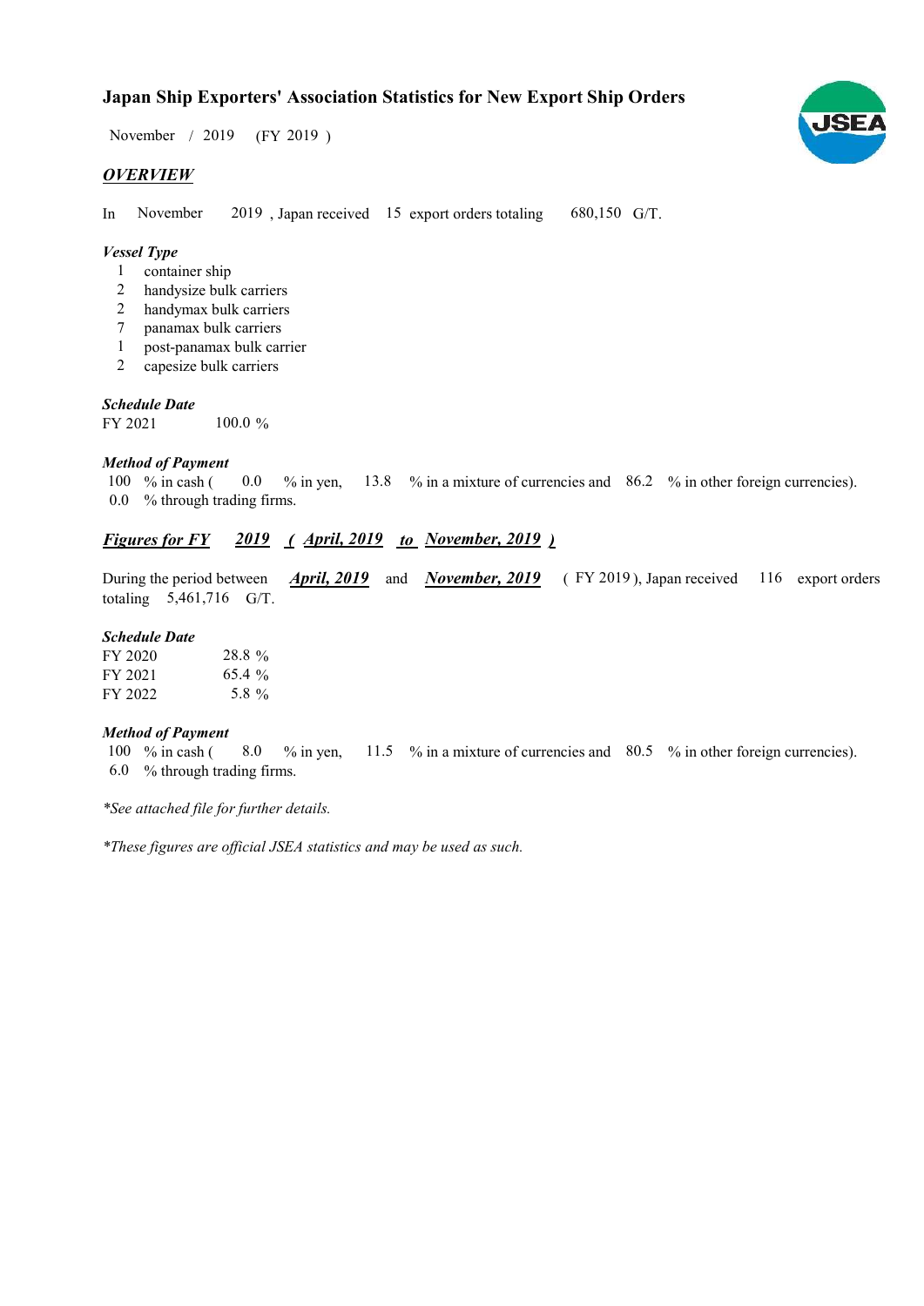# Japan Ship Exporters' Association Statistics for New Export Ship Orders

November / 2019 (FY 2019 )

## *OVERVIEW*

In November 2019 , Japan received 15 export orders totaling 680,150 G/T.

### *Vessel Type*

1 container ship
2 handysize bulk carriers
2 handymax bulk carriers
7 panamax bulk carriers
1 post-panamax bulk carrier
2 capesize bulk carriers

### *Schedule Date*

| | |
|---|---|
| FY 2021 | 100.0 % |

### *Method of Payment*

100 % in cash ( 0.0 % in yen, 13.8 % in a mixture of currencies and 86.2 % in other foreign currencies).
0.0 % through trading firms.

## *Figures for FY 2019 ( April, 2019 to November, 2019 )*

During the period between *April, 2019* and *November, 2019* ( FY 2019 ), Japan received 116 export orders totaling 5,461,716 G/T.

### *Schedule Date*

| | |
|---|---|
| FY 2020 | 28.8 % |
| FY 2021 | 65.4 % |
| FY 2022 | 5.8 % |

### *Method of Payment*

100 % in cash ( 8.0 % in yen, 11.5 % in a mixture of currencies and 80.5 % in other foreign currencies).
6.0 % through trading firms.

*\*See attached file for further details.*

*\*These figures are official JSEA statistics and may be used as such.*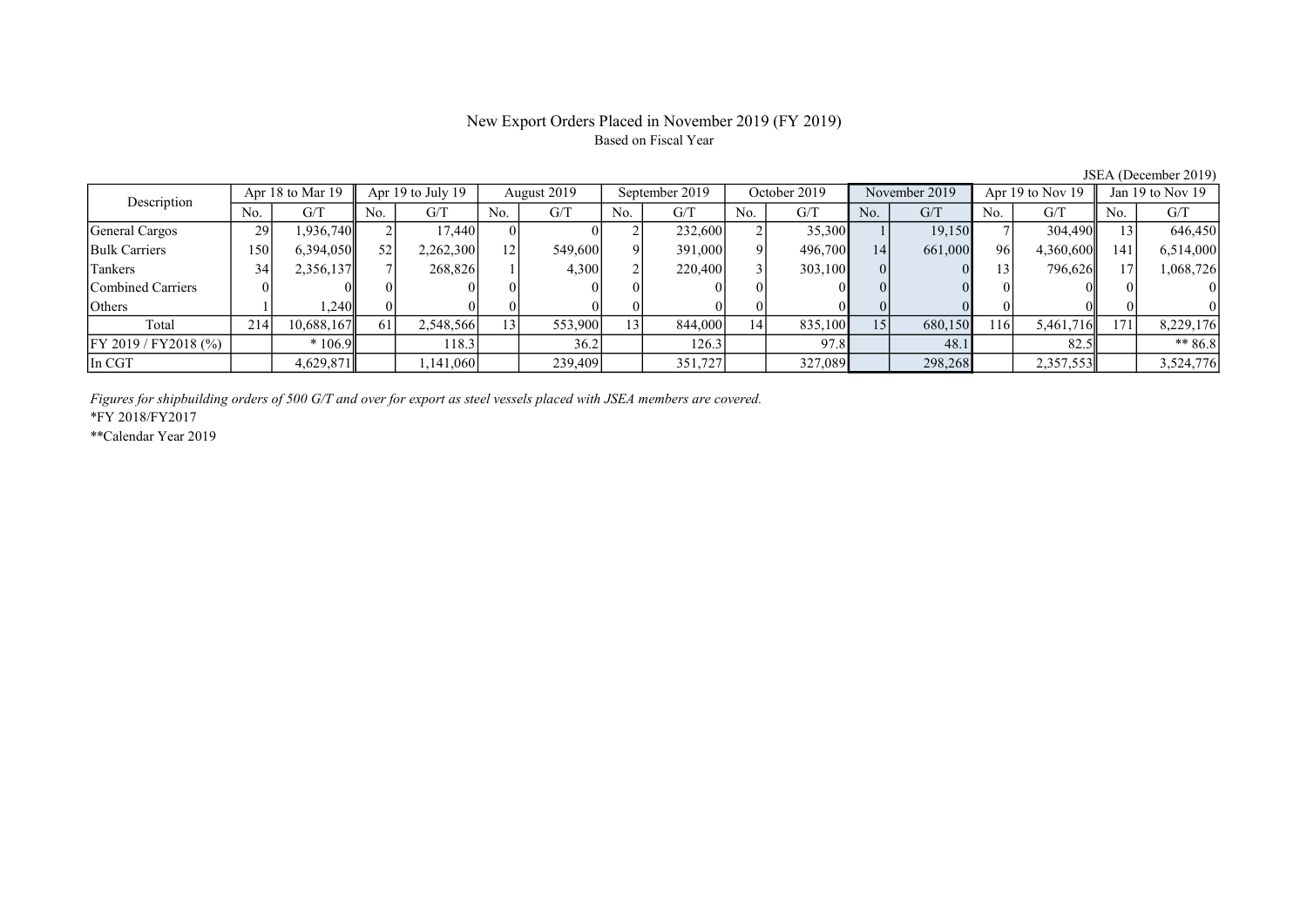# New Export Orders Placed in November 2019 (FY 2019)

Based on Fiscal Year

JSEA (December 2019)

| Description | Apr 18 to Mar 19 | | Apr 19 to July 19 | | August 2019 | | September 2019 | | October 2019 | | November 2019 | | Apr 19 to Nov 19 | | Jan 19 to Nov 19 | |
|---|---|---|---|---|---|---|---|---|---|---|---|---|---|---|---|---|
| | No. | G/T | No. | G/T | No. | G/T | No. | G/T | No. | G/T | No. | G/T | No. | G/T | No. | G/T |
| General Cargos | 29 | 1,936,740 | 2 | 17,440 | 0 | 0 | 2 | 232,600 | 2 | 35,300 | 1 | 19,150 | 7 | 304,490 | 13 | 646,450 |
| Bulk Carriers | 150 | 6,394,050 | 52 | 2,262,300 | 12 | 549,600 | 9 | 391,000 | 9 | 496,700 | 14 | 661,000 | 96 | 4,360,600 | 141 | 6,514,000 |
| Tankers | 34 | 2,356,137 | 7 | 268,826 | 1 | 4,300 | 2 | 220,400 | 3 | 303,100 | 0 | 0 | 13 | 796,626 | 17 | 1,068,726 |
| Combined Carriers | 0 | 0 | 0 | 0 | 0 | 0 | 0 | 0 | 0 | 0 | 0 | 0 | 0 | 0 | 0 | 0 |
| Others | 1 | 1,240 | 0 | 0 | 0 | 0 | 0 | 0 | 0 | 0 | 0 | 0 | 0 | 0 | 0 | 0 |
| Total | 214 | 10,688,167 | 61 | 2,548,566 | 13 | 553,900 | 13 | 844,000 | 14 | 835,100 | 15 | 680,150 | 116 | 5,461,716 | 171 | 8,229,176 |
| FY 2019 / FY2018 (%) | | * 106.9 | | 118.3 | | 36.2 | | 126.3 | | 97.8 | | 48.1 | | 82.5 | | ** 86.8 |
| In CGT | | 4,629,871 | | 1,141,060 | | 239,409 | | 351,727 | | 327,089 | | 298,268 | | 2,357,553 | | 3,524,776 |

*Figures for shipbuilding orders of 500 G/T and over for export as steel vessels placed with JSEA members are covered.*

*FY 2018/FY2017

**Calendar Year 2019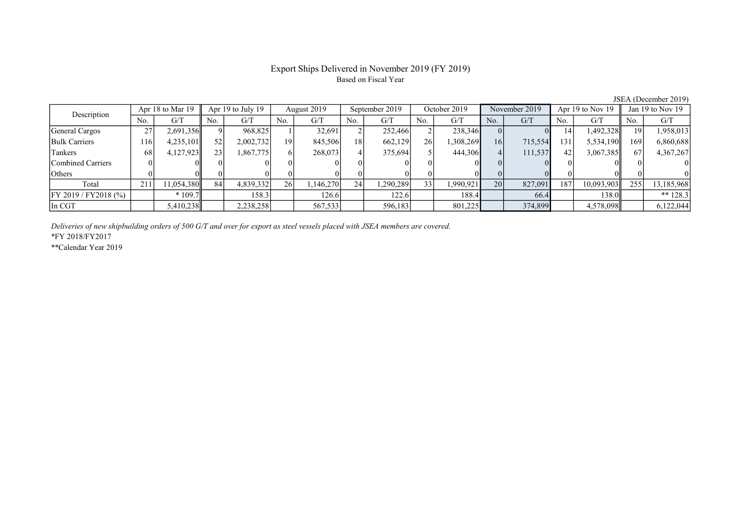# Export Ships Delivered in November 2019 (FY 2019)

Based on Fiscal Year

JSEA (December 2019)

| Description | Apr 18 to Mar 19 | | Apr 19 to July 19 | | August 2019 | | September 2019 | | October 2019 | | November 2019 | | Apr 19 to Nov 19 | | Jan 19 to Nov 19 | |
|---|---|---|---|---|---|---|---|---|---|---|---|---|---|---|---|---|
| | No. | G/T | No. | G/T | No. | G/T | No. | G/T | No. | G/T | No. | G/T | No. | G/T | No. | G/T |
| General Cargos | 27 | 2,691,356 | 9 | 968,825 | 1 | 32,691 | 2 | 252,466 | 2 | 238,346 | 0 | 0 | 14 | 1,492,328 | 19 | 1,958,013 |
| Bulk Carriers | 116 | 4,235,101 | 52 | 2,002,732 | 19 | 845,506 | 18 | 662,129 | 26 | 1,308,269 | 16 | 715,554 | 131 | 5,534,190 | 169 | 6,860,688 |
| Tankers | 68 | 4,127,923 | 23 | 1,867,775 | 6 | 268,073 | 4 | 375,694 | 5 | 444,306 | 4 | 111,537 | 42 | 3,067,385 | 67 | 4,367,267 |
| Combined Carriers | 0 | 0 | 0 | 0 | 0 | 0 | 0 | 0 | 0 | 0 | 0 | 0 | 0 | 0 | 0 | 0 |
| Others | 0 | 0 | 0 | 0 | 0 | 0 | 0 | 0 | 0 | 0 | 0 | 0 | 0 | 0 | 0 | 0 |
| Total | 211 | 11,054,380 | 84 | 4,839,332 | 26 | 1,146,270 | 24 | 1,290,289 | 33 | 1,990,921 | 20 | 827,091 | 187 | 10,093,903 | 255 | 13,185,968 |
| FY 2019 / FY2018 (%) | | * 109.7 | | 158.3 | | 126.6 | | 122.6 | | 188.4 | | 66.4 | | 138.0 | | ** 128.3 |
| In CGT | | 5,410,238 | | 2,238,258 | | 567,533 | | 596,183 | | 801,225 | | 374,899 | | 4,578,098 | | 6,122,044 |

*Deliveries of new shipbuilding orders of 500 G/T and over for export as steel vessels placed with JSEA members are covered.*

*FY 2018/FY2017

**Calendar Year 2019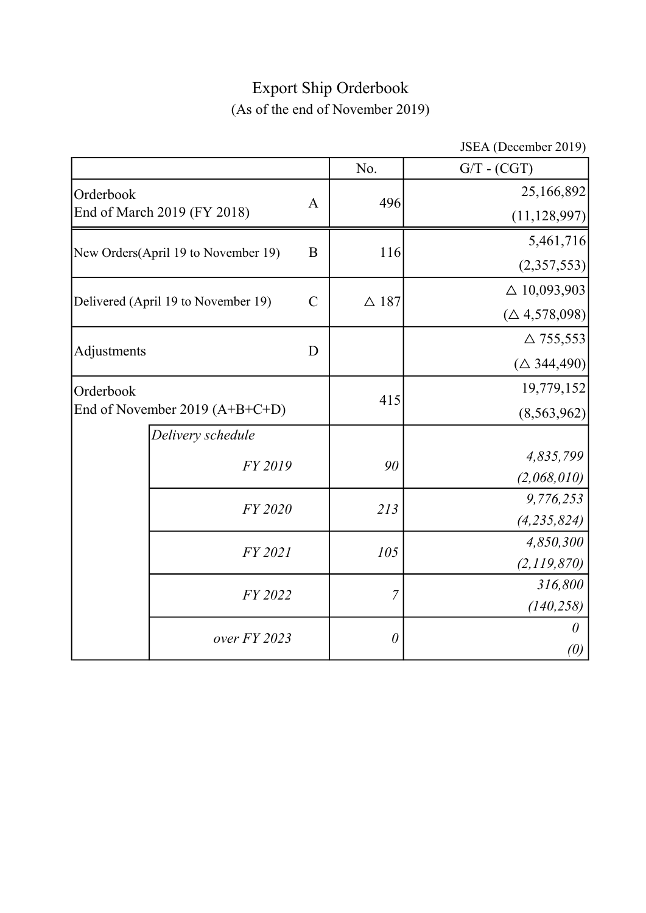# Export Ship Orderbook

(As of the end of November 2019)

JSEA (December 2019)

| | | No. | G/T - (CGT) |
|---|---|---|---|
| Orderbook<br>End of March 2019 (FY 2018) | A | 496 | 25,166,892<br>(11,128,997) |
| New Orders(April 19 to November 19) | B | 116 | 5,461,716<br>(2,357,553) |
| Delivered (April 19 to November 19) | C | △ 187 | △ 10,093,903<br>(△ 4,578,098) |
| Adjustments | D | | △ 755,553<br>(△ 344,490) |
| Orderbook<br>End of November 2019 (A+B+C+D) | | 415 | 19,779,152<br>(8,563,962) |
| | *Delivery schedule*<br>*FY 2019* | *90* | *4,835,799*<br>*(2,068,010)* |
| | *FY 2020* | *213* | *9,776,253*<br>*(4,235,824)* |
| | *FY 2021* | *105* | *4,850,300*<br>*(2,119,870)* |
| | *FY 2022* | *7* | *316,800*<br>*(140,258)* |
| | *over FY 2023* | *0* | *0*<br>*(0)* |